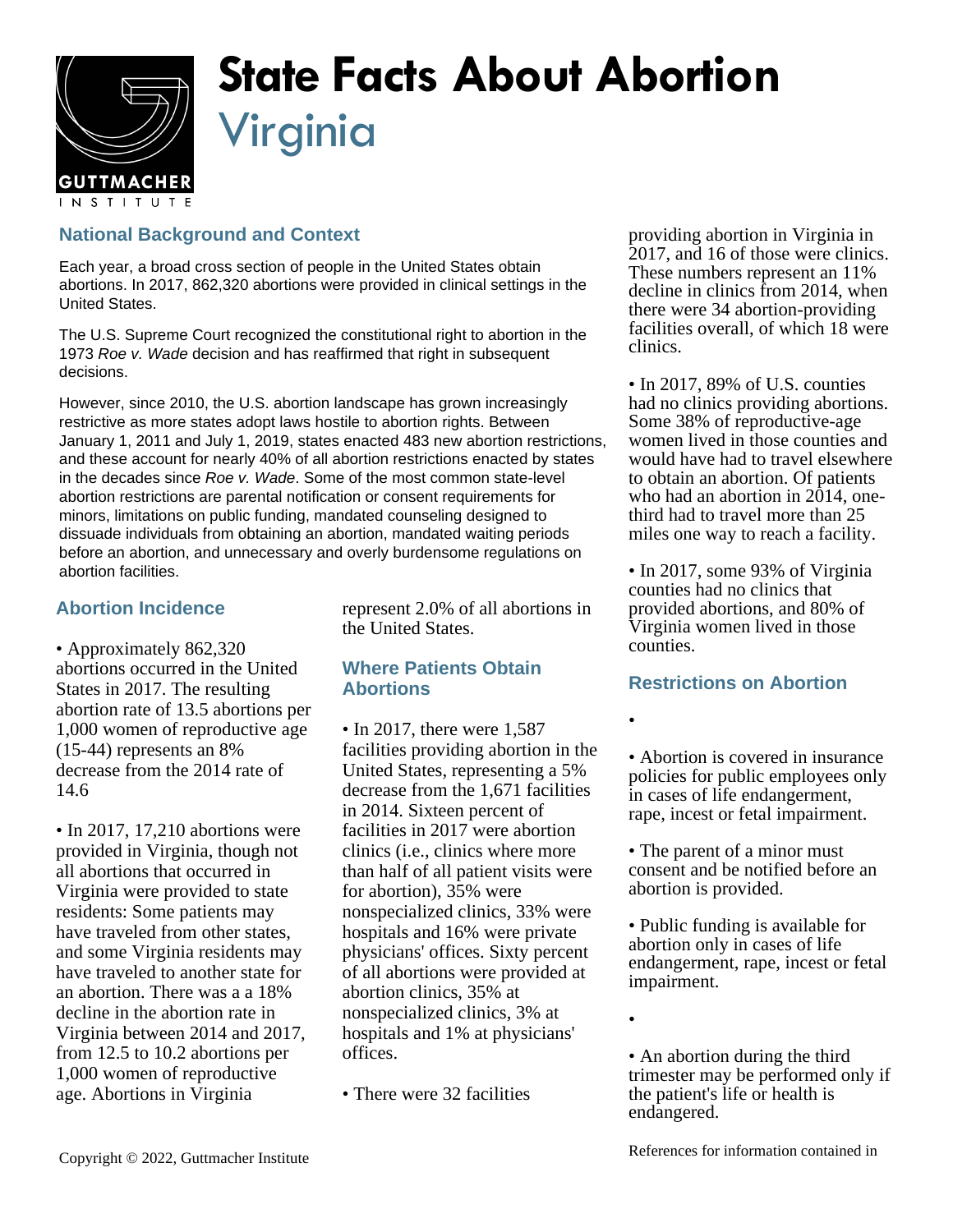# State Facts About Abortion

## Virginia

### National Background and Context

Each year, a broad cross section of people in the United States obtain abortions. In 2017, 862,320 abortions were provided in clinical settings in the United States.

The U.S. Supreme Court recognized the constitutional right to abortion in the 1973 *Roe v. Wade* decision and has reaffirmed that right in subsequent decisions.

However, since 2010, the U.S. abortion landscape has grown increasingly restrictive as more states adopt laws hostile to abortion rights. Between January 1, 2011 and July 1, 2019, states enacted 483 new abortion restrictions, and these account for nearly 40% of all abortion restrictions enacted by states in the decades since *Roe v. Wade*. Some of the most common state-level abortion restrictions are parental notification or consent requirements for minors, limitations on public funding, mandated counseling designed to dissuade individuals from obtaining an abortion, mandated waiting periods before an abortion, and unnecessary and overly burdensome regulations on abortion facilities.

### Abortion Incidence

• Approximately 862,320 abortions occurred in the United States in 2017. The resulting abortion rate of 13.5 abortions per 1,000 women of reproductive age (15-44) represents an 8% decrease from the 2014 rate of 14.6

• In 2017, 17,210 abortions were provided in Virginia, though not all abortions that occurred in Virginia were provided to state residents: Some patients may have traveled from other states, and some Virginia residents may have traveled to another state for an abortion. There was a a 18% decline in the abortion rate in Virginia between 2014 and 2017, from 12.5 to 10.2 abortions per 1,000 women of reproductive age. Abortions in Virginia represent 2.0% of all abortions in the United States.

### Where Patients Obtain Abortions

• In 2017, there were 1,587 facilities providing abortion in the United States, representing a 5% decrease from the 1,671 facilities in 2014. Sixteen percent of facilities in 2017 were abortion clinics (i.e., clinics where more than half of all patient visits were for abortion), 35% were nonspecialized clinics, 33% were hospitals and 16% were private physicians' offices. Sixty percent of all abortions were provided at abortion clinics, 35% at nonspecialized clinics, 3% at hospitals and 1% at physicians' offices.

• There were 32 facilities providing abortion in Virginia in 2017, and 16 of those were clinics. These numbers represent an 11% decline in clinics from 2014, when there were 34 abortion-providing facilities overall, of which 18 were clinics.

• In 2017, 89% of U.S. counties had no clinics providing abortions. Some 38% of reproductive-age women lived in those counties and would have had to travel elsewhere to obtain an abortion. Of patients who had an abortion in 2014, one-third had to travel more than 25 miles one way to reach a facility.

• In 2017, some 93% of Virginia counties had no clinics that provided abortions, and 80% of Virginia women lived in those counties.

### Restrictions on Abortion

•

• Abortion is covered in insurance policies for public employees only in cases of life endangerment, rape, incest or fetal impairment.

• The parent of a minor must consent and be notified before an abortion is provided.

• Public funding is available for abortion only in cases of life endangerment, rape, incest or fetal impairment.

•

• An abortion during the third trimester may be performed only if the patient's life or health is endangered.

References for information contained in

Copyright © 2022, Guttmacher Institute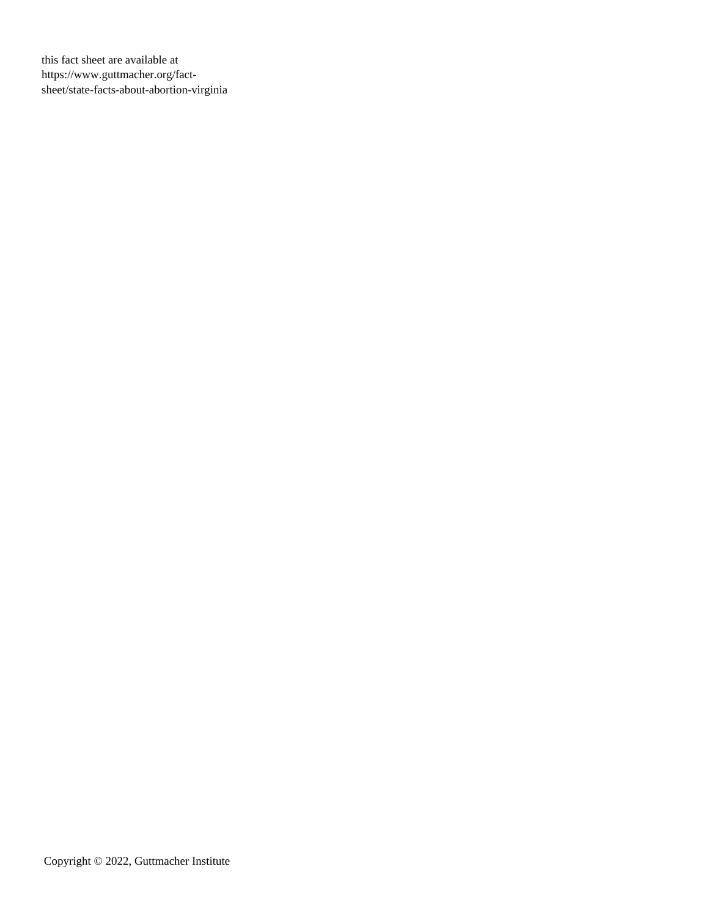this fact sheet are available at
https://www.guttmacher.org/fact-sheet/state-facts-about-abortion-virginia

Copyright © 2022, Guttmacher Institute